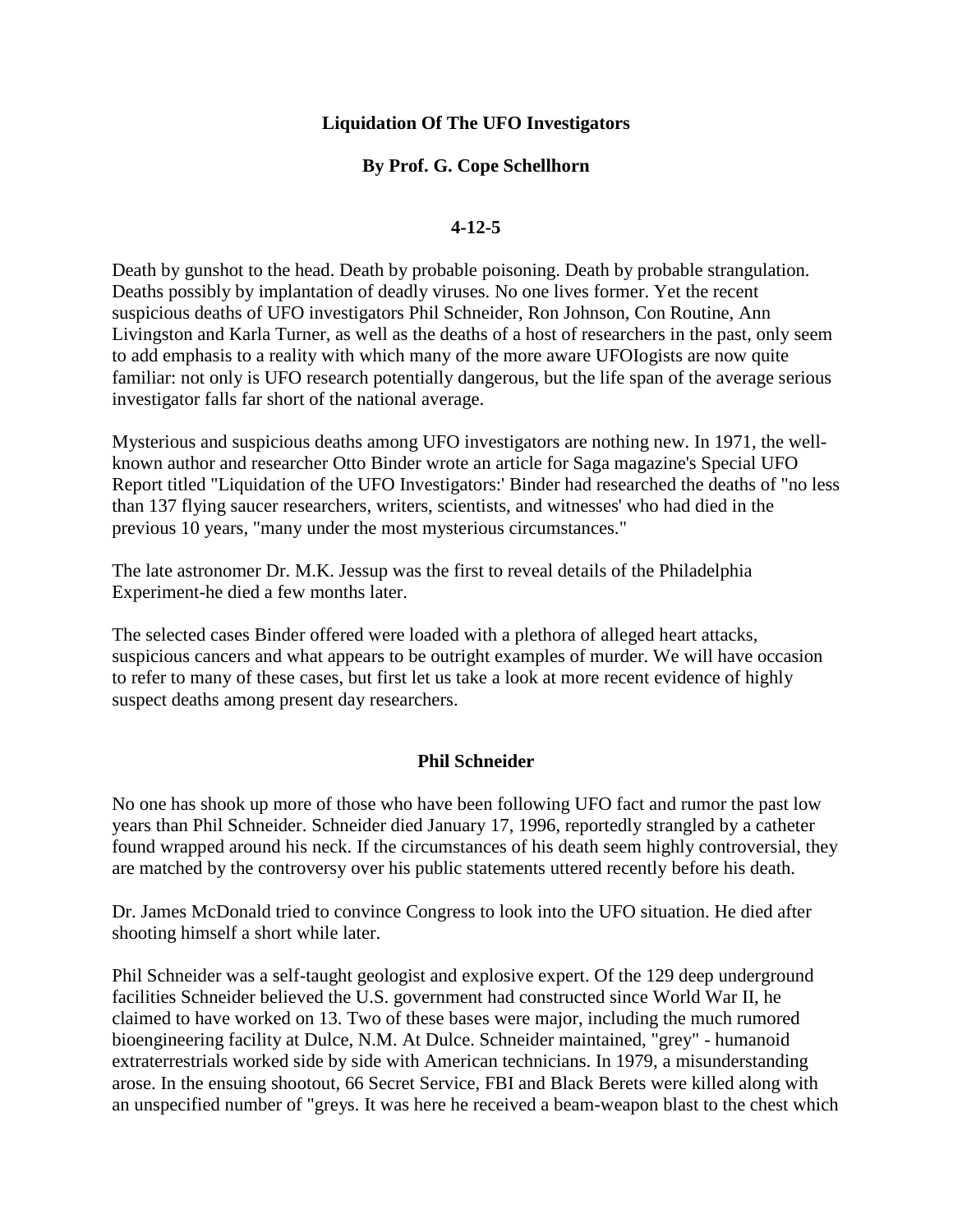**Liquidation Of The UFO Investigators**

**By Prof. G. Cope Schellhorn**

**4-12-5**

Death by gunshot to the head. Death by probable poisoning. Death by probable strangulation. Deaths possibly by implantation of deadly viruses. No one lives former. Yet the recent suspicious deaths of UFO investigators Phil Schneider, Ron Johnson, Con Routine, Ann Livingston and Karla Turner, as well as the deaths of a host of researchers in the past, only seem to add emphasis to a reality with which many of the more aware UFOIogists are now quite familiar: not only is UFO research potentially dangerous, but the life span of the average serious investigator falls far short of the national average.

Mysterious and suspicious deaths among UFO investigators are nothing new. In 1971, the well-known author and researcher Otto Binder wrote an article for Saga magazine's Special UFO Report titled "Liquidation of the UFO Investigators:' Binder had researched the deaths of "no less than 137 flying saucer researchers, writers, scientists, and witnesses' who had died in the previous 10 years, "many under the most mysterious circumstances."

The late astronomer Dr. M.K. Jessup was the first to reveal details of the Philadelphia Experiment-he died a few months later.

The selected cases Binder offered were loaded with a plethora of alleged heart attacks, suspicious cancers and what appears to be outright examples of murder. We will have occasion to refer to many of these cases, but first let us take a look at more recent evidence of highly suspect deaths among present day researchers.

**Phil Schneider**

No one has shook up more of those who have been following UFO fact and rumor the past low years than Phil Schneider. Schneider died January 17, 1996, reportedly strangled by a catheter found wrapped around his neck. If the circumstances of his death seem highly controversial, they are matched by the controversy over his public statements uttered recently before his death.

Dr. James McDonald tried to convince Congress to look into the UFO situation. He died after shooting himself a short while later.

Phil Schneider was a self-taught geologist and explosive expert. Of the 129 deep underground facilities Schneider believed the U.S. government had constructed since World War II, he claimed to have worked on 13. Two of these bases were major, including the much rumored bioengineering facility at Dulce, N.M. At Dulce. Schneider maintained, "grey" - humanoid extraterrestrials worked side by side with American technicians. In 1979, a misunderstanding arose. In the ensuing shootout, 66 Secret Service, FBI and Black Berets were killed along with an unspecified number of "greys. It was here he received a beam-weapon blast to the chest which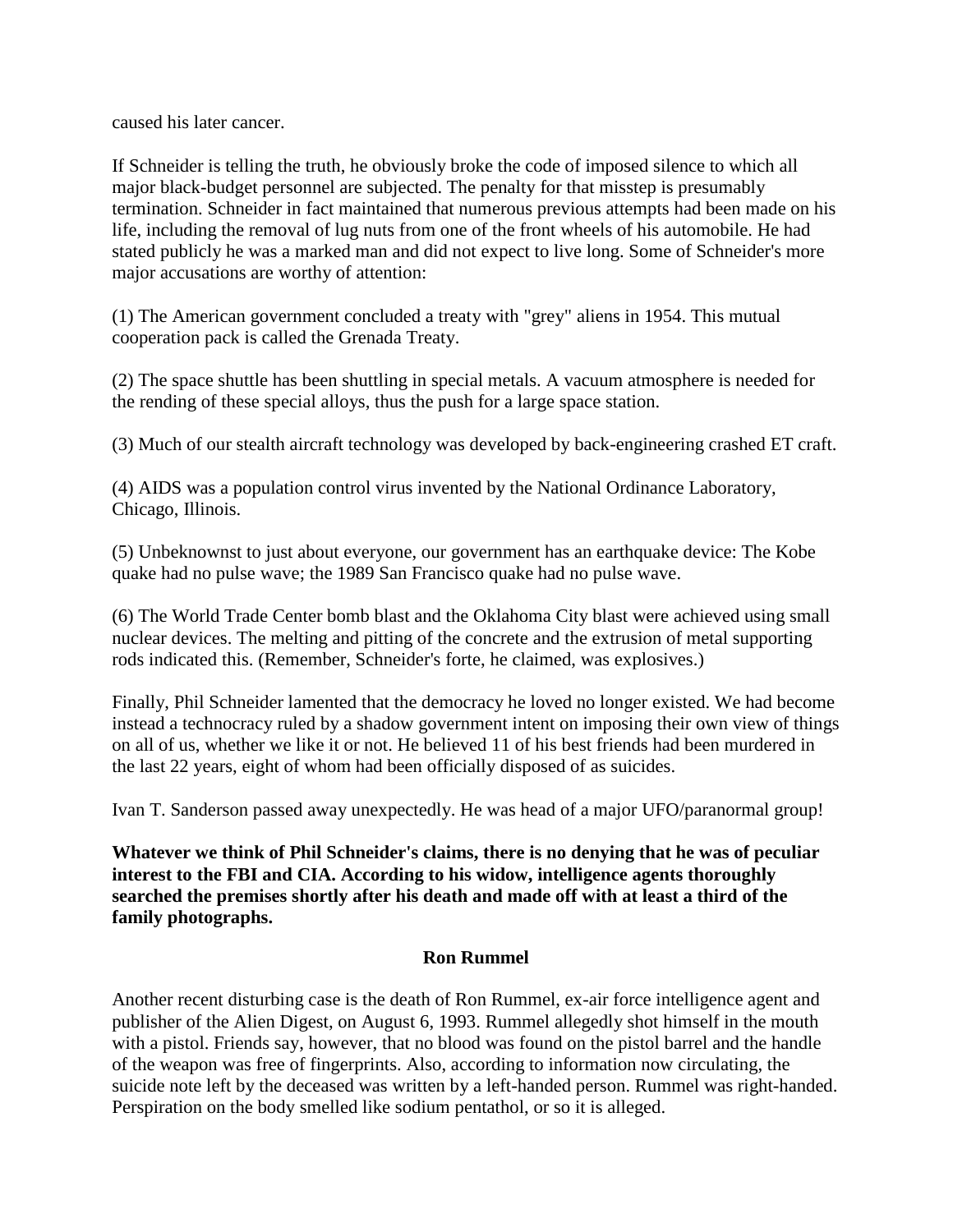caused his later cancer.

If Schneider is telling the truth, he obviously broke the code of imposed silence to which all major black-budget personnel are subjected. The penalty for that misstep is presumably termination. Schneider in fact maintained that numerous previous attempts had been made on his life, including the removal of lug nuts from one of the front wheels of his automobile. He had stated publicly he was a marked man and did not expect to live long. Some of Schneider's more major accusations are worthy of attention:

(1) The American government concluded a treaty with "grey" aliens in 1954. This mutual cooperation pack is called the Grenada Treaty.

(2) The space shuttle has been shuttling in special metals. A vacuum atmosphere is needed for the rending of these special alloys, thus the push for a large space station.

(3) Much of our stealth aircraft technology was developed by back-engineering crashed ET craft.

(4) AIDS was a population control virus invented by the National Ordinance Laboratory, Chicago, Illinois.

(5) Unbeknownst to just about everyone, our government has an earthquake device: The Kobe quake had no pulse wave; the 1989 San Francisco quake had no pulse wave.

(6) The World Trade Center bomb blast and the Oklahoma City blast were achieved using small nuclear devices. The melting and pitting of the concrete and the extrusion of metal supporting rods indicated this. (Remember, Schneider's forte, he claimed, was explosives.)

Finally, Phil Schneider lamented that the democracy he loved no longer existed. We had become instead a technocracy ruled by a shadow government intent on imposing their own view of things on all of us, whether we like it or not. He believed 11 of his best friends had been murdered in the last 22 years, eight of whom had been officially disposed of as suicides.

Ivan T. Sanderson passed away unexpectedly. He was head of a major UFO/paranormal group!

**Whatever we think of Phil Schneider's claims, there is no denying that he was of peculiar interest to the FBI and CIA. According to his widow, intelligence agents thoroughly searched the premises shortly after his death and made off with at least a third of the family photographs.**

## Ron Rummel

Another recent disturbing case is the death of Ron Rummel, ex-air force intelligence agent and publisher of the Alien Digest, on August 6, 1993. Rummel allegedly shot himself in the mouth with a pistol. Friends say, however, that no blood was found on the pistol barrel and the handle of the weapon was free of fingerprints. Also, according to information now circulating, the suicide note left by the deceased was written by a left-handed person. Rummel was right-handed. Perspiration on the body smelled like sodium pentathol, or so it is alleged.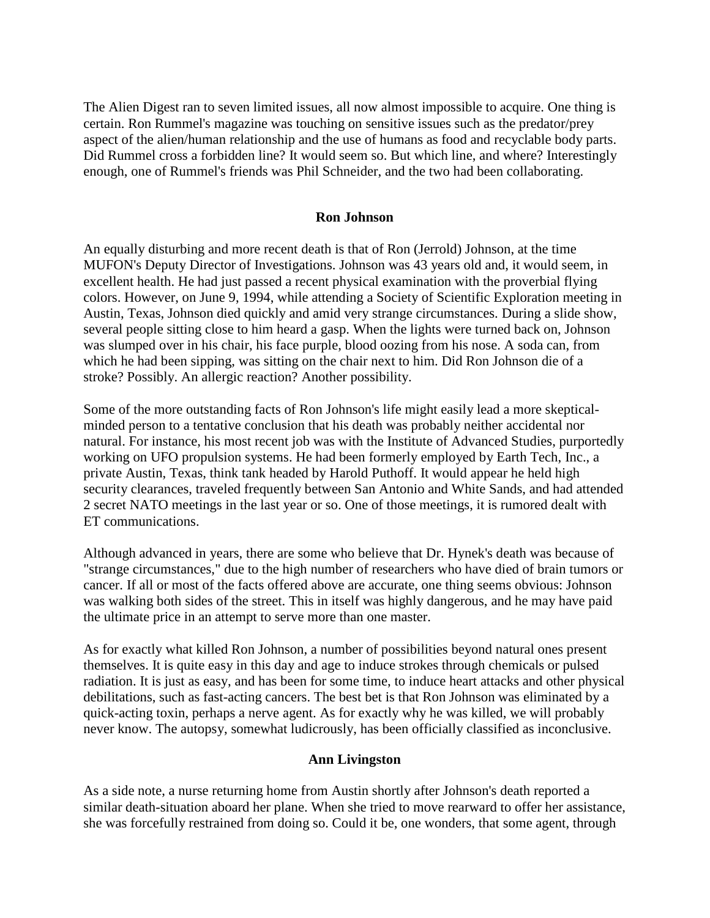The Alien Digest ran to seven limited issues, all now almost impossible to acquire. One thing is certain. Ron Rummel's magazine was touching on sensitive issues such as the predator/prey aspect of the alien/human relationship and the use of humans as food and recyclable body parts. Did Rummel cross a forbidden line? It would seem so. But which line, and where? Interestingly enough, one of Rummel's friends was Phil Schneider, and the two had been collaborating.

### Ron Johnson

An equally disturbing and more recent death is that of Ron (Jerrold) Johnson, at the time MUFON's Deputy Director of Investigations. Johnson was 43 years old and, it would seem, in excellent health. He had just passed a recent physical examination with the proverbial flying colors. However, on June 9, 1994, while attending a Society of Scientific Exploration meeting in Austin, Texas, Johnson died quickly and amid very strange circumstances. During a slide show, several people sitting close to him heard a gasp. When the lights were turned back on, Johnson was slumped over in his chair, his face purple, blood oozing from his nose. A soda can, from which he had been sipping, was sitting on the chair next to him. Did Ron Johnson die of a stroke? Possibly. An allergic reaction? Another possibility.

Some of the more outstanding facts of Ron Johnson's life might easily lead a more skeptical-minded person to a tentative conclusion that his death was probably neither accidental nor natural. For instance, his most recent job was with the Institute of Advanced Studies, purportedly working on UFO propulsion systems. He had been formerly employed by Earth Tech, Inc., a private Austin, Texas, think tank headed by Harold Puthoff. It would appear he held high security clearances, traveled frequently between San Antonio and White Sands, and had attended 2 secret NATO meetings in the last year or so. One of those meetings, it is rumored dealt with ET communications.

Although advanced in years, there are some who believe that Dr. Hynek's death was because of "strange circumstances," due to the high number of researchers who have died of brain tumors or cancer. If all or most of the facts offered above are accurate, one thing seems obvious: Johnson was walking both sides of the street. This in itself was highly dangerous, and he may have paid the ultimate price in an attempt to serve more than one master.

As for exactly what killed Ron Johnson, a number of possibilities beyond natural ones present themselves. It is quite easy in this day and age to induce strokes through chemicals or pulsed radiation. It is just as easy, and has been for some time, to induce heart attacks and other physical debilitations, such as fast-acting cancers. The best bet is that Ron Johnson was eliminated by a quick-acting toxin, perhaps a nerve agent. As for exactly why he was killed, we will probably never know. The autopsy, somewhat ludicrously, has been officially classified as inconclusive.

### Ann Livingston

As a side note, a nurse returning home from Austin shortly after Johnson's death reported a similar death-situation aboard her plane. When she tried to move rearward to offer her assistance, she was forcefully restrained from doing so. Could it be, one wonders, that some agent, through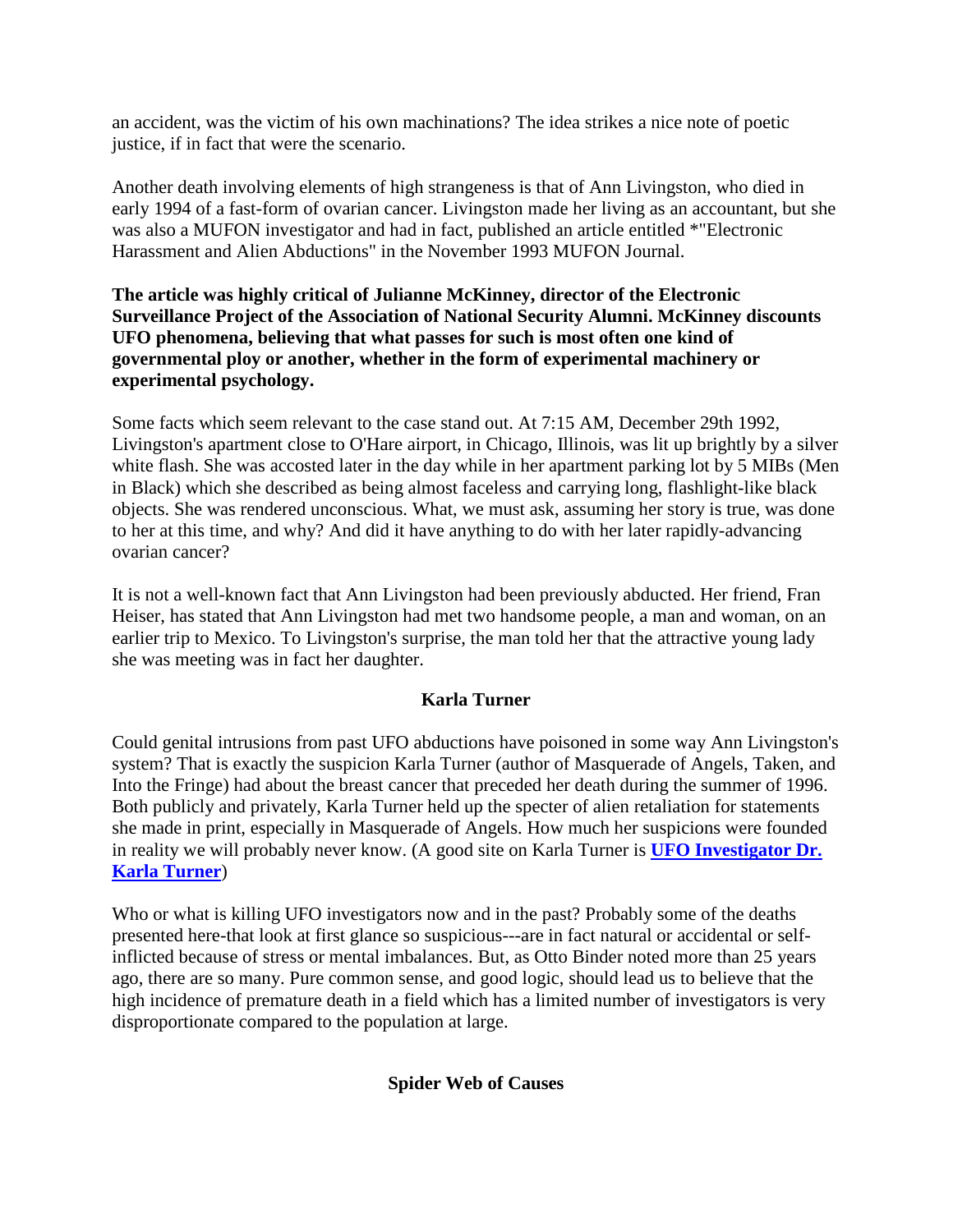an accident, was the victim of his own machinations? The idea strikes a nice note of poetic justice, if in fact that were the scenario.

Another death involving elements of high strangeness is that of Ann Livingston, who died in early 1994 of a fast-form of ovarian cancer. Livingston made her living as an accountant, but she was also a MUFON investigator and had in fact, published an article entitled *"Electronic Harassment and Alien Abductions" in the November 1993 MUFON Journal.

**The article was highly critical of Julianne McKinney, director of the Electronic Surveillance Project of the Association of National Security Alumni. McKinney discounts UFO phenomena, believing that what passes for such is most often one kind of governmental ploy or another, whether in the form of experimental machinery or experimental psychology.**

Some facts which seem relevant to the case stand out. At 7:15 AM, December 29th 1992, Livingston's apartment close to O'Hare airport, in Chicago, Illinois, was lit up brightly by a silver white flash. She was accosted later in the day while in her apartment parking lot by 5 MIBs (Men in Black) which she described as being almost faceless and carrying long, flashlight-like black objects. She was rendered unconscious. What, we must ask, assuming her story is true, was done to her at this time, and why? And did it have anything to do with her later rapidly-advancing ovarian cancer?

It is not a well-known fact that Ann Livingston had been previously abducted. Her friend, Fran Heiser, has stated that Ann Livingston had met two handsome people, a man and woman, on an earlier trip to Mexico. To Livingston's surprise, the man told her that the attractive young lady she was meeting was in fact her daughter.

### Karla Turner

Could genital intrusions from past UFO abductions have poisoned in some way Ann Livingston's system? That is exactly the suspicion Karla Turner (author of Masquerade of Angels, Taken, and Into the Fringe) had about the breast cancer that preceded her death during the summer of 1996. Both publicly and privately, Karla Turner held up the specter of alien retaliation for statements she made in print, especially in Masquerade of Angels. How much her suspicions were founded in reality we will probably never know. (A good site on Karla Turner is **UFO Investigator Dr. Karla Turner**)

Who or what is killing UFO investigators now and in the past? Probably some of the deaths presented here-that look at first glance so suspicious---are in fact natural or accidental or self-inflicted because of stress or mental imbalances. But, as Otto Binder noted more than 25 years ago, there are so many. Pure common sense, and good logic, should lead us to believe that the high incidence of premature death in a field which has a limited number of investigators is very disproportionate compared to the population at large.

### Spider Web of Causes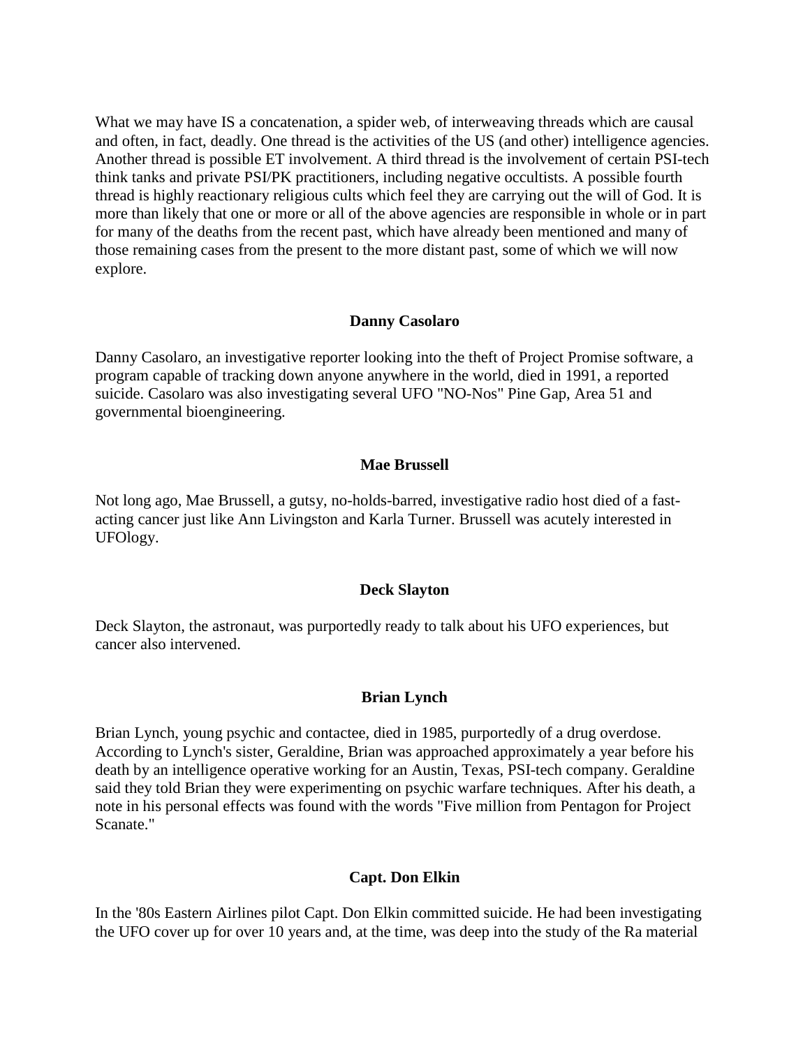What we may have IS a concatenation, a spider web, of interweaving threads which are causal and often, in fact, deadly. One thread is the activities of the US (and other) intelligence agencies. Another thread is possible ET involvement. A third thread is the involvement of certain PSI-tech think tanks and private PSI/PK practitioners, including negative occultists. A possible fourth thread is highly reactionary religious cults which feel they are carrying out the will of God. It is more than likely that one or more or all of the above agencies are responsible in whole or in part for many of the deaths from the recent past, which have already been mentioned and many of those remaining cases from the present to the more distant past, some of which we will now explore.

**Danny Casolaro**

Danny Casolaro, an investigative reporter looking into the theft of Project Promise software, a program capable of tracking down anyone anywhere in the world, died in 1991, a reported suicide. Casolaro was also investigating several UFO "NO-Nos" Pine Gap, Area 51 and governmental bioengineering.

**Mae Brussell**

Not long ago, Mae Brussell, a gutsy, no-holds-barred, investigative radio host died of a fast-acting cancer just like Ann Livingston and Karla Turner. Brussell was acutely interested in UFOlogy.

**Deck Slayton**

Deck Slayton, the astronaut, was purportedly ready to talk about his UFO experiences, but cancer also intervened.

**Brian Lynch**

Brian Lynch, young psychic and contactee, died in 1985, purportedly of a drug overdose. According to Lynch's sister, Geraldine, Brian was approached approximately a year before his death by an intelligence operative working for an Austin, Texas, PSI-tech company. Geraldine said they told Brian they were experimenting on psychic warfare techniques. After his death, a note in his personal effects was found with the words "Five million from Pentagon for Project Scanate."

**Capt. Don Elkin**

In the '80s Eastern Airlines pilot Capt. Don Elkin committed suicide. He had been investigating the UFO cover up for over 10 years and, at the time, was deep into the study of the Ra material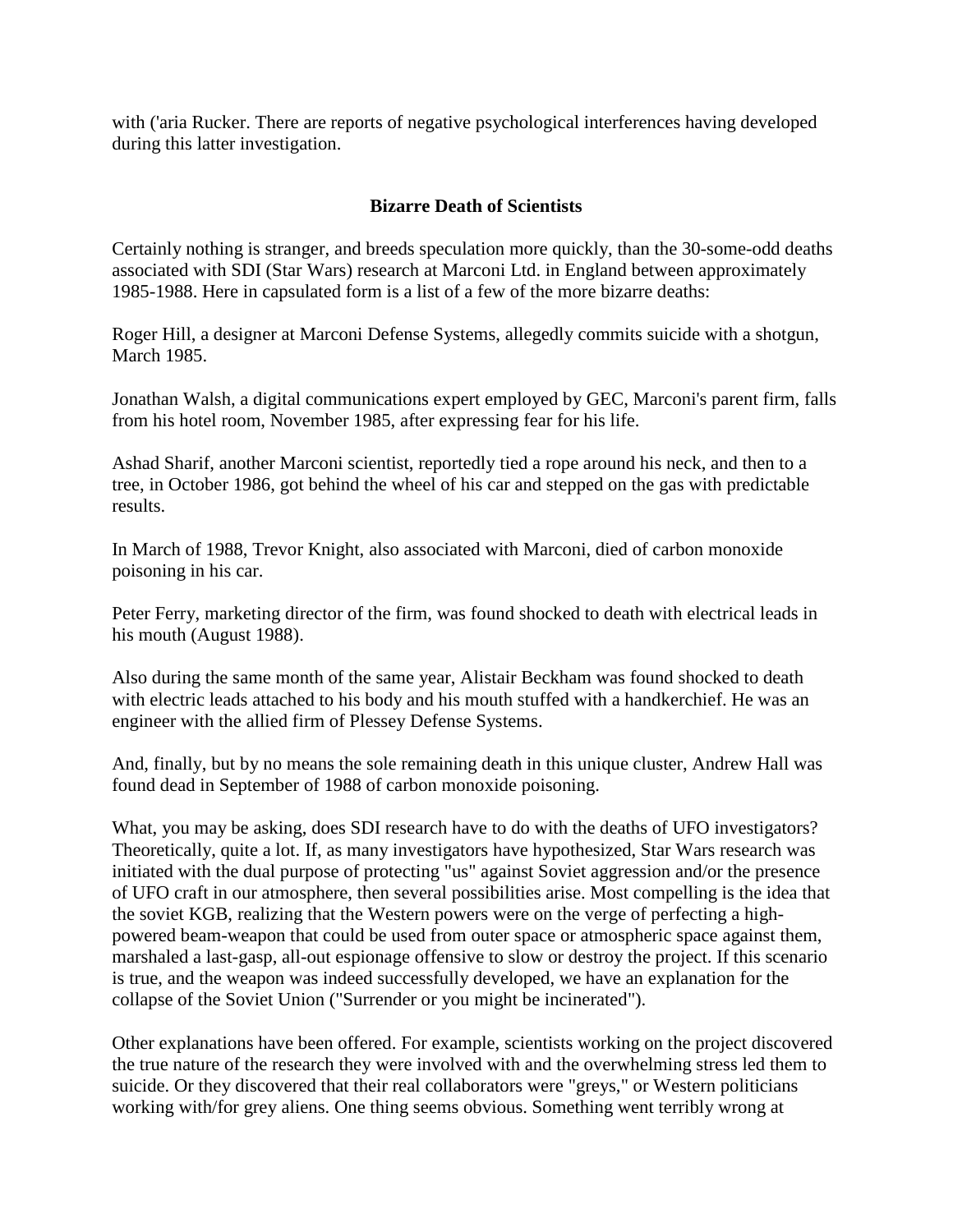with ('aria Rucker. There are reports of negative psychological interferences having developed during this latter investigation.

## Bizarre Death of Scientists

Certainly nothing is stranger, and breeds speculation more quickly, than the 30-some-odd deaths associated with SDI (Star Wars) research at Marconi Ltd. in England between approximately 1985-1988. Here in capsulated form is a list of a few of the more bizarre deaths:

Roger Hill, a designer at Marconi Defense Systems, allegedly commits suicide with a shotgun, March 1985.

Jonathan Walsh, a digital communications expert employed by GEC, Marconi's parent firm, falls from his hotel room, November 1985, after expressing fear for his life.

Ashad Sharif, another Marconi scientist, reportedly tied a rope around his neck, and then to a tree, in October 1986, got behind the wheel of his car and stepped on the gas with predictable results.

In March of 1988, Trevor Knight, also associated with Marconi, died of carbon monoxide poisoning in his car.

Peter Ferry, marketing director of the firm, was found shocked to death with electrical leads in his mouth (August 1988).

Also during the same month of the same year, Alistair Beckham was found shocked to death with electric leads attached to his body and his mouth stuffed with a handkerchief. He was an engineer with the allied firm of Plessey Defense Systems.

And, finally, but by no means the sole remaining death in this unique cluster, Andrew Hall was found dead in September of 1988 of carbon monoxide poisoning.

What, you may be asking, does SDI research have to do with the deaths of UFO investigators? Theoretically, quite a lot. If, as many investigators have hypothesized, Star Wars research was initiated with the dual purpose of protecting "us" against Soviet aggression and/or the presence of UFO craft in our atmosphere, then several possibilities arise. Most compelling is the idea that the soviet KGB, realizing that the Western powers were on the verge of perfecting a high-powered beam-weapon that could be used from outer space or atmospheric space against them, marshaled a last-gasp, all-out espionage offensive to slow or destroy the project. If this scenario is true, and the weapon was indeed successfully developed, we have an explanation for the collapse of the Soviet Union ("Surrender or you might be incinerated").

Other explanations have been offered. For example, scientists working on the project discovered the true nature of the research they were involved with and the overwhelming stress led them to suicide. Or they discovered that their real collaborators were "greys," or Western politicians working with/for grey aliens. One thing seems obvious. Something went terribly wrong at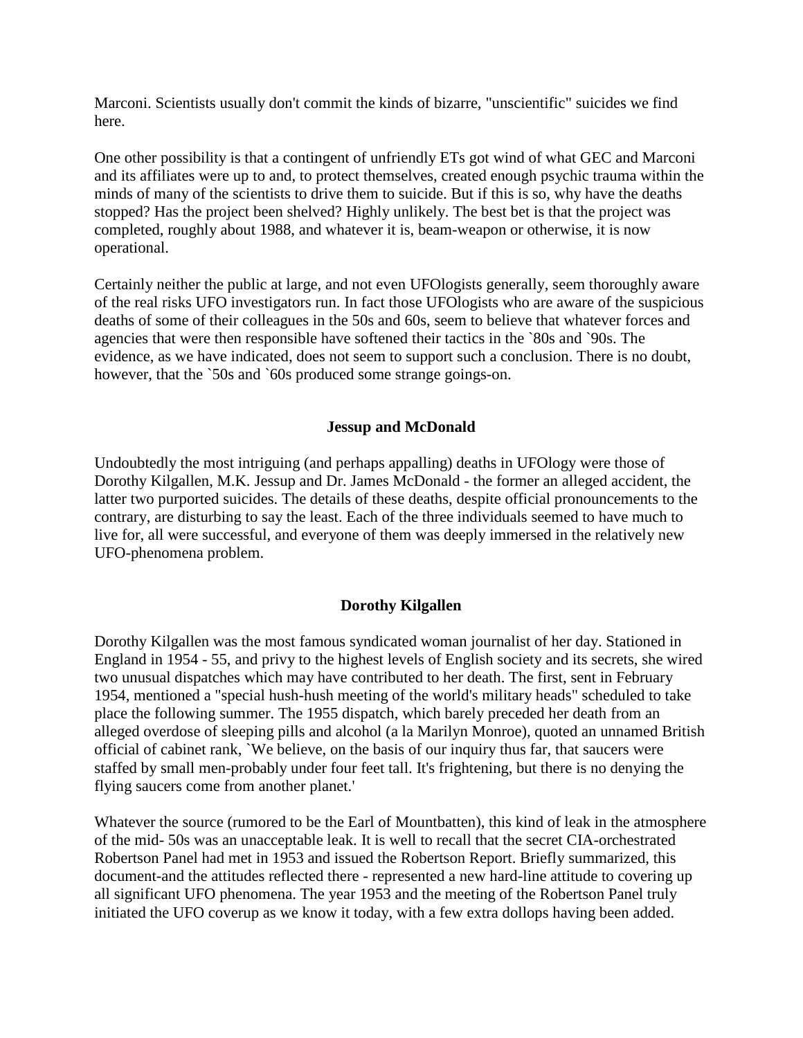Marconi. Scientists usually don't commit the kinds of bizarre, "unscientific" suicides we find here.

One other possibility is that a contingent of unfriendly ETs got wind of what GEC and Marconi and its affiliates were up to and, to protect themselves, created enough psychic trauma within the minds of many of the scientists to drive them to suicide. But if this is so, why have the deaths stopped? Has the project been shelved? Highly unlikely. The best bet is that the project was completed, roughly about 1988, and whatever it is, beam-weapon or otherwise, it is now operational.

Certainly neither the public at large, and not even UFOlogists generally, seem thoroughly aware of the real risks UFO investigators run. In fact those UFOlogists who are aware of the suspicious deaths of some of their colleagues in the 50s and 60s, seem to believe that whatever forces and agencies that were then responsible have softened their tactics in the `80s and `90s. The evidence, as we have indicated, does not seem to support such a conclusion. There is no doubt, however, that the `50s and `60s produced some strange goings-on.

## Jessup and McDonald

Undoubtedly the most intriguing (and perhaps appalling) deaths in UFOlogy were those of Dorothy Kilgallen, M.K. Jessup and Dr. James McDonald - the former an alleged accident, the latter two purported suicides. The details of these deaths, despite official pronouncements to the contrary, are disturbing to say the least. Each of the three individuals seemed to have much to live for, all were successful, and everyone of them was deeply immersed in the relatively new UFO-phenomena problem.

## Dorothy Kilgallen

Dorothy Kilgallen was the most famous syndicated woman journalist of her day. Stationed in England in 1954 - 55, and privy to the highest levels of English society and its secrets, she wired two unusual dispatches which may have contributed to her death. The first, sent in February 1954, mentioned a "special hush-hush meeting of the world's military heads" scheduled to take place the following summer. The 1955 dispatch, which barely preceded her death from an alleged overdose of sleeping pills and alcohol (a la Marilyn Monroe), quoted an unnamed British official of cabinet rank, `We believe, on the basis of our inquiry thus far, that saucers were staffed by small men-probably under four feet tall. It's frightening, but there is no denying the flying saucers come from another planet.'

Whatever the source (rumored to be the Earl of Mountbatten), this kind of leak in the atmosphere of the mid- 50s was an unacceptable leak. It is well to recall that the secret CIA-orchestrated Robertson Panel had met in 1953 and issued the Robertson Report. Briefly summarized, this document-and the attitudes reflected there - represented a new hard-line attitude to covering up all significant UFO phenomena. The year 1953 and the meeting of the Robertson Panel truly initiated the UFO coverup as we know it today, with a few extra dollops having been added.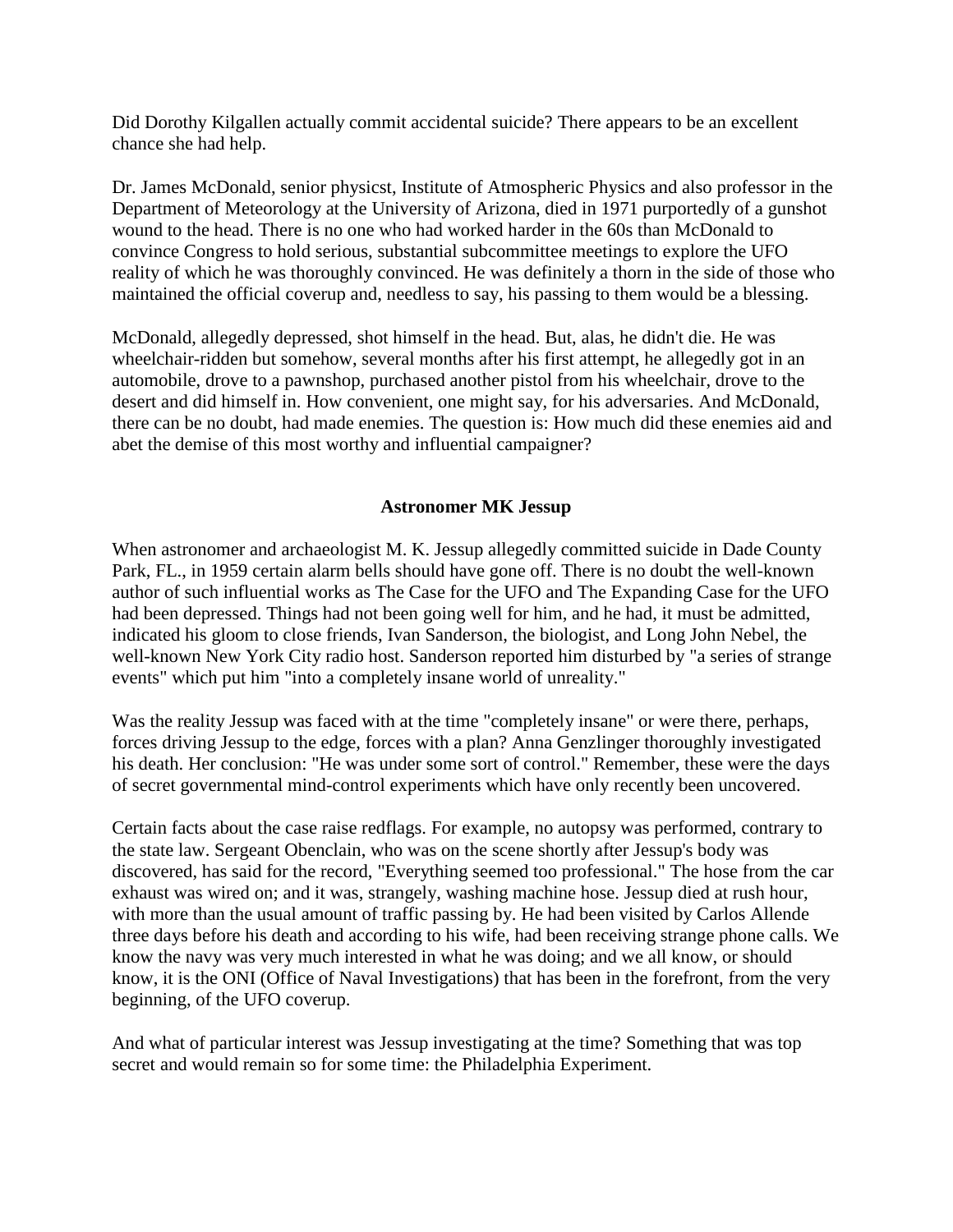Did Dorothy Kilgallen actually commit accidental suicide? There appears to be an excellent chance she had help.

Dr. James McDonald, senior physicst, Institute of Atmospheric Physics and also professor in the Department of Meteorology at the University of Arizona, died in 1971 purportedly of a gunshot wound to the head. There is no one who had worked harder in the 60s than McDonald to convince Congress to hold serious, substantial subcommittee meetings to explore the UFO reality of which he was thoroughly convinced. He was definitely a thorn in the side of those who maintained the official coverup and, needless to say, his passing to them would be a blessing.

McDonald, allegedly depressed, shot himself in the head. But, alas, he didn't die. He was wheelchair-ridden but somehow, several months after his first attempt, he allegedly got in an automobile, drove to a pawnshop, purchased another pistol from his wheelchair, drove to the desert and did himself in. How convenient, one might say, for his adversaries. And McDonald, there can be no doubt, had made enemies. The question is: How much did these enemies aid and abet the demise of this most worthy and influential campaigner?

**Astronomer MK Jessup**

When astronomer and archaeologist M. K. Jessup allegedly committed suicide in Dade County Park, FL., in 1959 certain alarm bells should have gone off. There is no doubt the well-known author of such influential works as The Case for the UFO and The Expanding Case for the UFO had been depressed. Things had not been going well for him, and he had, it must be admitted, indicated his gloom to close friends, Ivan Sanderson, the biologist, and Long John Nebel, the well-known New York City radio host. Sanderson reported him disturbed by "a series of strange events" which put him "into a completely insane world of unreality."

Was the reality Jessup was faced with at the time "completely insane" or were there, perhaps, forces driving Jessup to the edge, forces with a plan? Anna Genzlinger thoroughly investigated his death. Her conclusion: "He was under some sort of control." Remember, these were the days of secret governmental mind-control experiments which have only recently been uncovered.

Certain facts about the case raise redflags. For example, no autopsy was performed, contrary to the state law. Sergeant Obenclain, who was on the scene shortly after Jessup's body was discovered, has said for the record, "Everything seemed too professional." The hose from the car exhaust was wired on; and it was, strangely, washing machine hose. Jessup died at rush hour, with more than the usual amount of traffic passing by. He had been visited by Carlos Allende three days before his death and according to his wife, had been receiving strange phone calls. We know the navy was very much interested in what he was doing; and we all know, or should know, it is the ONI (Office of Naval Investigations) that has been in the forefront, from the very beginning, of the UFO coverup.

And what of particular interest was Jessup investigating at the time? Something that was top secret and would remain so for some time: the Philadelphia Experiment.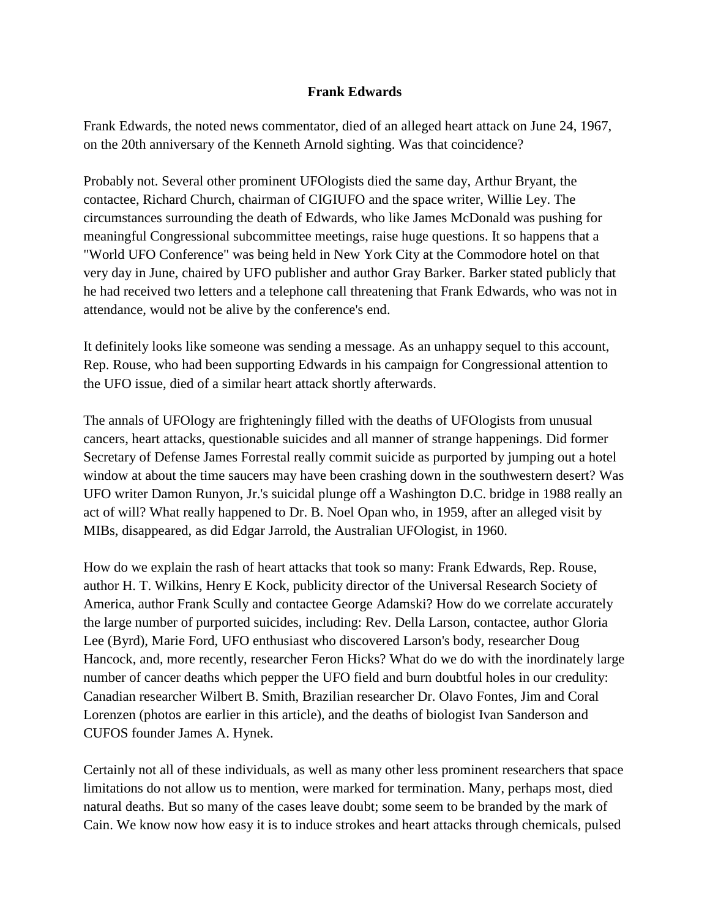# Frank Edwards

Frank Edwards, the noted news commentator, died of an alleged heart attack on June 24, 1967, on the 20th anniversary of the Kenneth Arnold sighting. Was that coincidence?

Probably not. Several other prominent UFOlogists died the same day, Arthur Bryant, the contactee, Richard Church, chairman of CIGIUFO and the space writer, Willie Ley. The circumstances surrounding the death of Edwards, who like James McDonald was pushing for meaningful Congressional subcommittee meetings, raise huge questions. It so happens that a "World UFO Conference" was being held in New York City at the Commodore hotel on that very day in June, chaired by UFO publisher and author Gray Barker. Barker stated publicly that he had received two letters and a telephone call threatening that Frank Edwards, who was not in attendance, would not be alive by the conference's end.

It definitely looks like someone was sending a message. As an unhappy sequel to this account, Rep. Rouse, who had been supporting Edwards in his campaign for Congressional attention to the UFO issue, died of a similar heart attack shortly afterwards.

The annals of UFOlogy are frighteningly filled with the deaths of UFOlogists from unusual cancers, heart attacks, questionable suicides and all manner of strange happenings. Did former Secretary of Defense James Forrestal really commit suicide as purported by jumping out a hotel window at about the time saucers may have been crashing down in the southwestern desert? Was UFO writer Damon Runyon, Jr.'s suicidal plunge off a Washington D.C. bridge in 1988 really an act of will? What really happened to Dr. B. Noel Opan who, in 1959, after an alleged visit by MIBs, disappeared, as did Edgar Jarrold, the Australian UFOlogist, in 1960.

How do we explain the rash of heart attacks that took so many: Frank Edwards, Rep. Rouse, author H. T. Wilkins, Henry E Kock, publicity director of the Universal Research Society of America, author Frank Scully and contactee George Adamski? How do we correlate accurately the large number of purported suicides, including: Rev. Della Larson, contactee, author Gloria Lee (Byrd), Marie Ford, UFO enthusiast who discovered Larson's body, researcher Doug Hancock, and, more recently, researcher Feron Hicks? What do we do with the inordinately large number of cancer deaths which pepper the UFO field and burn doubtful holes in our credulity: Canadian researcher Wilbert B. Smith, Brazilian researcher Dr. Olavo Fontes, Jim and Coral Lorenzen (photos are earlier in this article), and the deaths of biologist Ivan Sanderson and CUFOS founder James A. Hynek.

Certainly not all of these individuals, as well as many other less prominent researchers that space limitations do not allow us to mention, were marked for termination. Many, perhaps most, died natural deaths. But so many of the cases leave doubt; some seem to be branded by the mark of Cain. We know now how easy it is to induce strokes and heart attacks through chemicals, pulsed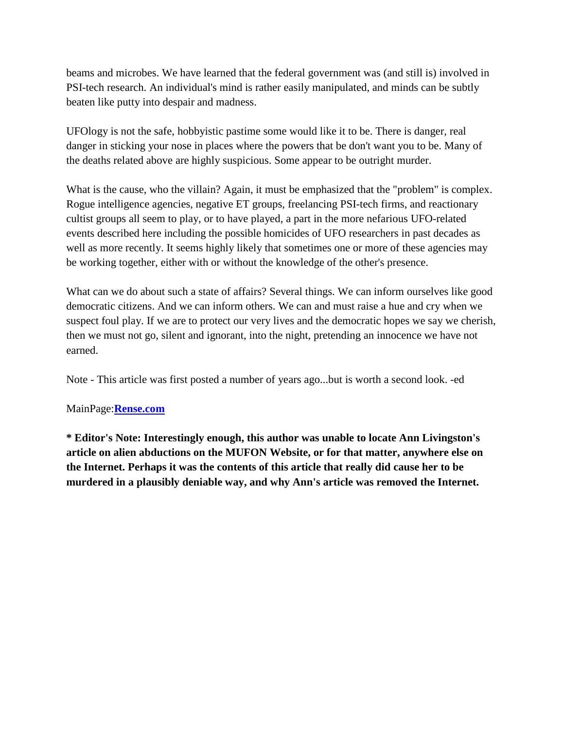beams and microbes. We have learned that the federal government was (and still is) involved in PSI-tech research. An individual's mind is rather easily manipulated, and minds can be subtly beaten like putty into despair and madness.

UFOlogy is not the safe, hobbyistic pastime some would like it to be. There is danger, real danger in sticking your nose in places where the powers that be don't want you to be. Many of the deaths related above are highly suspicious. Some appear to be outright murder.

What is the cause, who the villain? Again, it must be emphasized that the "problem" is complex. Rogue intelligence agencies, negative ET groups, freelancing PSI-tech firms, and reactionary cultist groups all seem to play, or to have played, a part in the more nefarious UFO-related events described here including the possible homicides of UFO researchers in past decades as well as more recently. It seems highly likely that sometimes one or more of these agencies may be working together, either with or without the knowledge of the other's presence.

What can we do about such a state of affairs? Several things. We can inform ourselves like good democratic citizens. And we can inform others. We can and must raise a hue and cry when we suspect foul play. If we are to protect our very lives and the democratic hopes we say we cherish, then we must not go, silent and ignorant, into the night, pretending an innocence we have not earned.

Note - This article was first posted a number of years ago...but is worth a second look. -ed

MainPage:**[Rense.com]**

**\* Editor's Note: Interestingly enough, this author was unable to locate Ann Livingston's article on alien abductions on the MUFON Website, or for that matter, anywhere else on the Internet. Perhaps it was the contents of this article that really did cause her to be murdered in a plausibly deniable way, and why Ann's article was removed the Internet.**